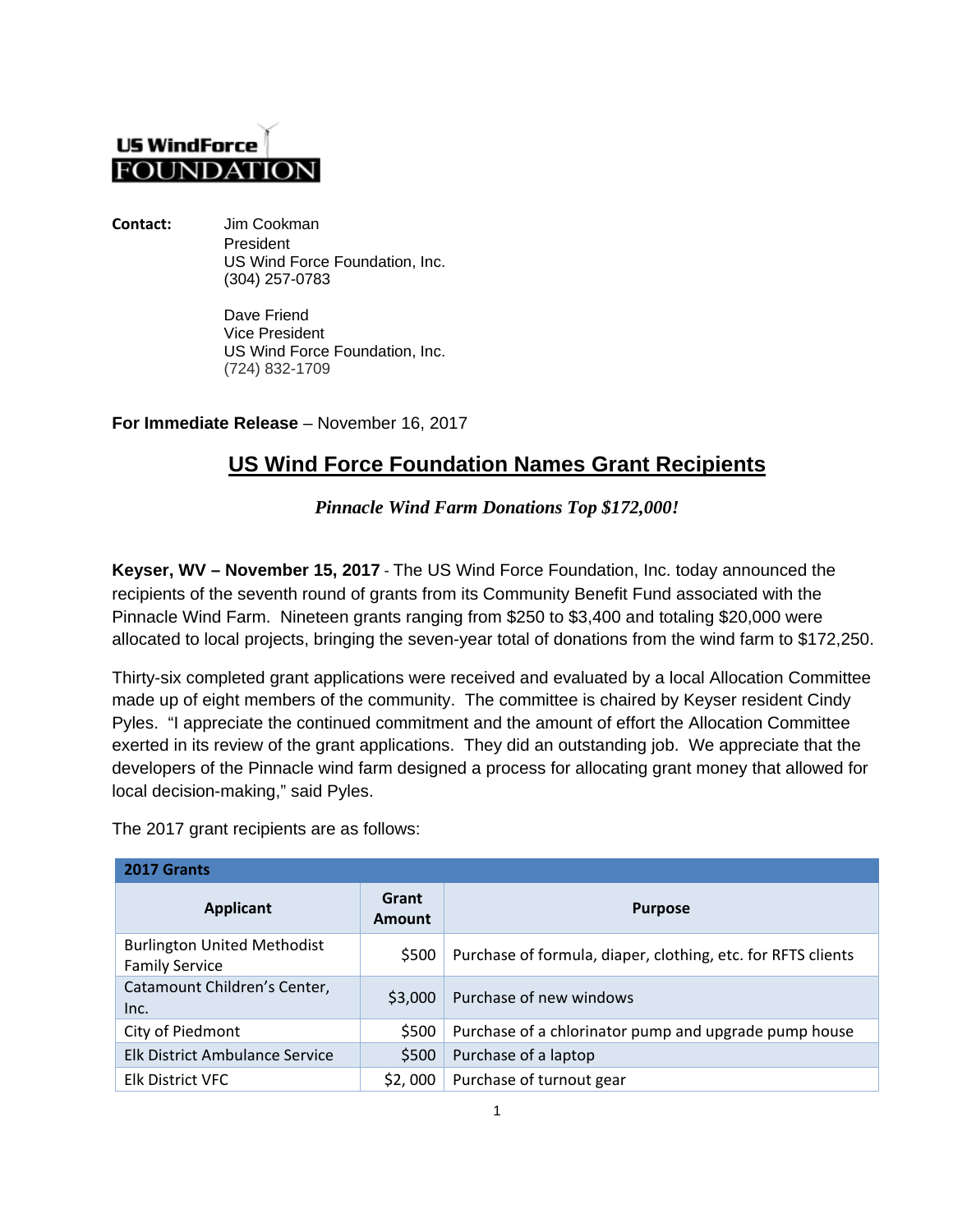**US WindForce FOUNDATION**

**Contact:** Jim Cookman
President
US Wind Force Foundation, Inc.
(304) 257-0783

Dave Friend
Vice President
US Wind Force Foundation, Inc.
(724) 832-1709

**For Immediate Release** – November 16, 2017

## US Wind Force Foundation Names Grant Recipients

***Pinnacle Wind Farm Donations Top $172,000!***

**Keyser, WV – November 15, 2017** - The US Wind Force Foundation, Inc. today announced the recipients of the seventh round of grants from its Community Benefit Fund associated with the Pinnacle Wind Farm. Nineteen grants ranging from $250 to $3,400 and totaling $20,000 were allocated to local projects, bringing the seven-year total of donations from the wind farm to $172,250.

Thirty-six completed grant applications were received and evaluated by a local Allocation Committee made up of eight members of the community. The committee is chaired by Keyser resident Cindy Pyles. "I appreciate the continued commitment and the amount of effort the Allocation Committee exerted in its review of the grant applications. They did an outstanding job. We appreciate that the developers of the Pinnacle wind farm designed a process for allocating grant money that allowed for local decision-making," said Pyles.

The 2017 grant recipients are as follows:

| 2017 Grants | | |
|---|---|---|
| **Applicant** | **Grant Amount** | **Purpose** |
| Burlington United Methodist Family Service | $500 | Purchase of formula, diaper, clothing, etc. for RFTS clients |
| Catamount Children's Center, Inc. | $3,000 | Purchase of new windows |
| City of Piedmont | $500 | Purchase of a chlorinator pump and upgrade pump house |
| Elk District Ambulance Service | $500 | Purchase of a laptop |
| Elk District VFC | $2, 000 | Purchase of turnout gear |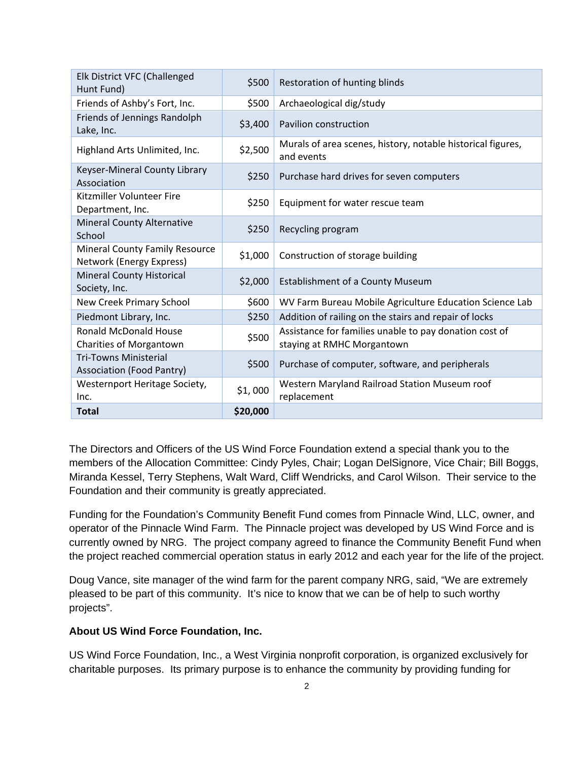| Elk District VFC (Challenged Hunt Fund) | $500 | Restoration of hunting blinds |
|---|---|---|
| Friends of Ashby's Fort, Inc. | $500 | Archaeological dig/study |
| Friends of Jennings Randolph Lake, Inc. | $3,400 | Pavilion construction |
| Highland Arts Unlimited, Inc. | $2,500 | Murals of area scenes, history, notable historical figures, and events |
| Keyser-Mineral County Library Association | $250 | Purchase hard drives for seven computers |
| Kitzmiller Volunteer Fire Department, Inc. | $250 | Equipment for water rescue team |
| Mineral County Alternative School | $250 | Recycling program |
| Mineral County Family Resource Network (Energy Express) | $1,000 | Construction of storage building |
| Mineral County Historical Society, Inc. | $2,000 | Establishment of a County Museum |
| New Creek Primary School | $600 | WV Farm Bureau Mobile Agriculture Education Science Lab |
| Piedmont Library, Inc. | $250 | Addition of railing on the stairs and repair of locks |
| Ronald McDonald House Charities of Morgantown | $500 | Assistance for families unable to pay donation cost of staying at RMHC Morgantown |
| Tri-Towns Ministerial Association (Food Pantry) | $500 | Purchase of computer, software, and peripherals |
| Westernport Heritage Society, Inc. | $1, 000 | Western Maryland Railroad Station Museum roof replacement |
| **Total** | **$20,000** | |

The Directors and Officers of the US Wind Force Foundation extend a special thank you to the members of the Allocation Committee: Cindy Pyles, Chair; Logan DelSignore, Vice Chair; Bill Boggs, Miranda Kessel, Terry Stephens, Walt Ward, Cliff Wendricks, and Carol Wilson. Their service to the Foundation and their community is greatly appreciated.

Funding for the Foundation's Community Benefit Fund comes from Pinnacle Wind, LLC, owner, and operator of the Pinnacle Wind Farm. The Pinnacle project was developed by US Wind Force and is currently owned by NRG. The project company agreed to finance the Community Benefit Fund when the project reached commercial operation status in early 2012 and each year for the life of the project.

Doug Vance, site manager of the wind farm for the parent company NRG, said, "We are extremely pleased to be part of this community. It's nice to know that we can be of help to such worthy projects".

**About US Wind Force Foundation, Inc.**

US Wind Force Foundation, Inc., a West Virginia nonprofit corporation, is organized exclusively for charitable purposes. Its primary purpose is to enhance the community by providing funding for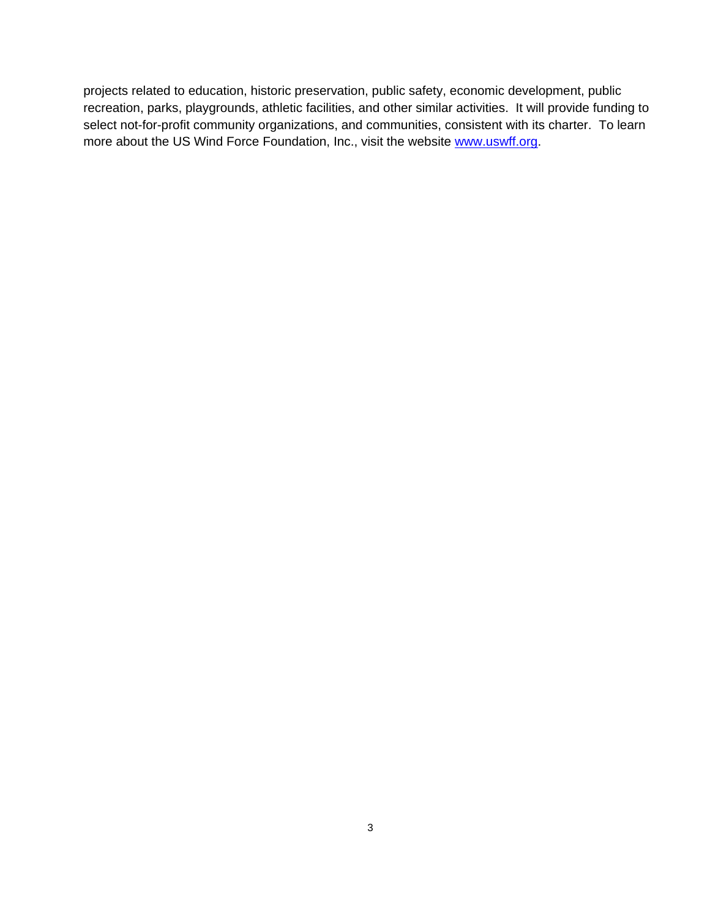projects related to education, historic preservation, public safety, economic development, public recreation, parks, playgrounds, athletic facilities, and other similar activities. It will provide funding to select not-for-profit community organizations, and communities, consistent with its charter. To learn more about the US Wind Force Foundation, Inc., visit the website [www.uswff.org](http://www.uswff.org).